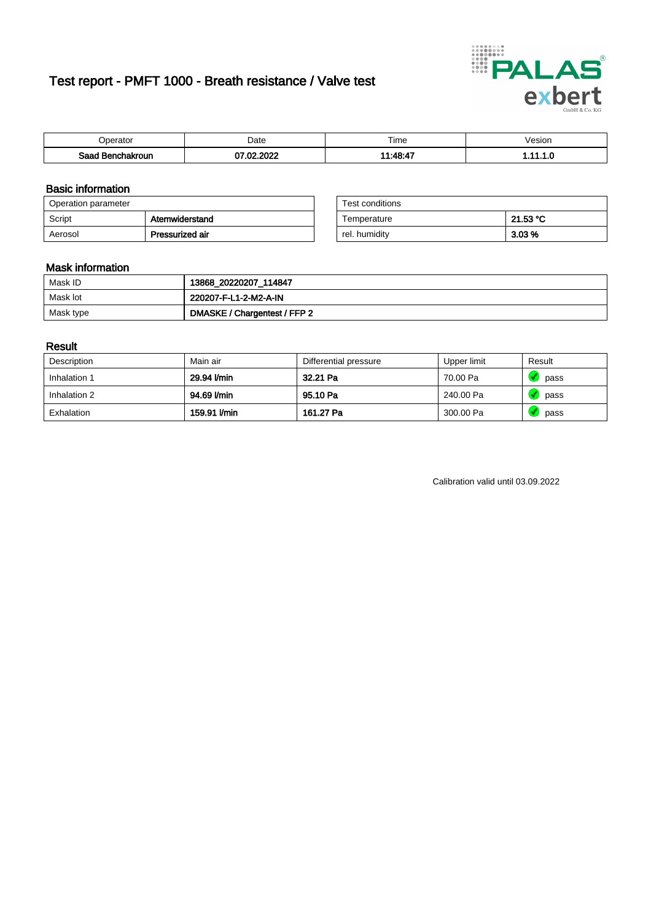# Test report - PMFT 1000 - Breath resistance / Valve test

| Operator | Date | Time | Vesion |
|---|---|---|---|
| **Saad Benchakroun** | **07.02.2022** | **11:48:47** | **1.11.1.0** |

## Basic information

| Operation parameter | |
|---|---|
| Script | **Atemwiderstand** |
| Aerosol | **Pressurized air** |

| Test conditions | |
|---|---|
| Temperature | **21.53 °C** |
| rel. humidity | **3.03 %** |

## Mask information

| | |
|---|---|
| Mask ID | **13868_20220207_114847** |
| Mask lot | **220207-F-L1-2-M2-A-IN** |
| Mask type | **DMASKE / Chargentest / FFP 2** |

## Result

| Description | Main air | Differential pressure | Upper limit | Result |
|---|---|---|---|---|
| Inhalation 1 | **29.94 l/min** | **32.21 Pa** | 70.00 Pa | pass |
| Inhalation 2 | **94.69 l/min** | **95.10 Pa** | 240.00 Pa | pass |
| Exhalation | **159.91 l/min** | **161.27 Pa** | 300.00 Pa | pass |

Calibration valid until 03.09.2022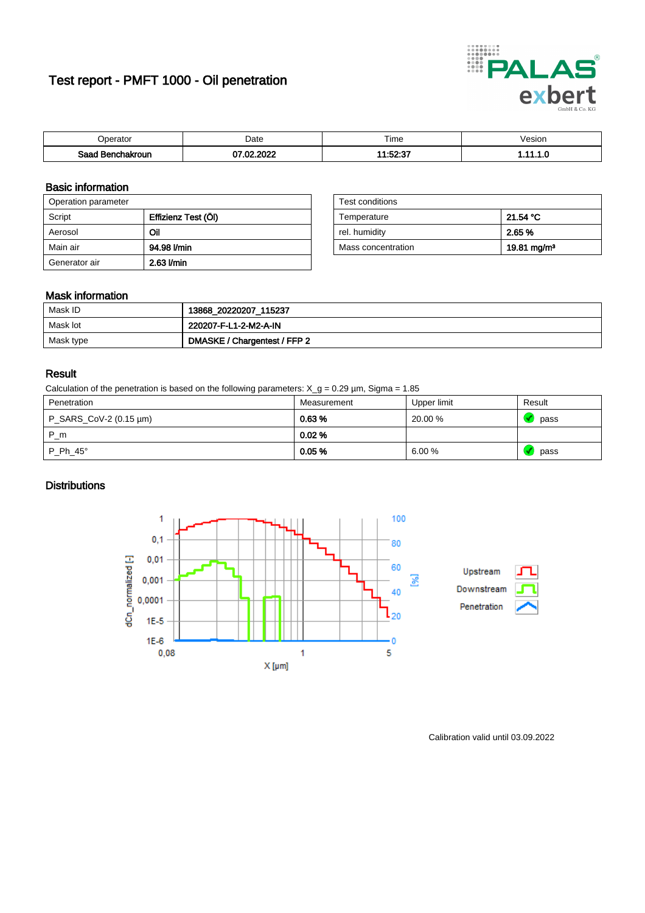# Test report - PMFT 1000 - Oil penetration

PALAS exbert GmbH & Co. KG

| Operator | Date | Time | Vesion |
|---|---|---|---|
| **Saad Benchakroun** | **07.02.2022** | **11:52:37** | **1.11.1.0** |

## Basic information

| Operation parameter | |
|---|---|
| Script | **Effizienz Test (Öl)** |
| Aerosol | **Oil** |
| Main air | **94.98 l/min** |
| Generator air | **2.63 l/min** |

| Test conditions | |
|---|---|
| Temperature | **21.54 °C** |
| rel. humidity | **2.65 %** |
| Mass concentration | **19.81 mg/m³** |

## Mask information

| | |
|---|---|
| Mask ID | **13868_20220207_115237** |
| Mask lot | **220207-F-L1-2-M2-A-IN** |
| Mask type | **DMASKE / Chargentest / FFP 2** |

## Result

Calculation of the penetration is based on the following parameters: X_g = 0.29 µm, Sigma = 1.85

| Penetration | Measurement | Upper limit | Result |
|---|---|---|---|
| P_SARS_CoV-2 (0.15 µm) | **0.63 %** | 20.00 % | pass |
| P_m | **0.02 %** | | |
| P_Ph_45° | **0.05 %** | 6.00 % | pass |

## Distributions

dCn_normalized [-]
1
0,1
0,01
0,001
0,0001
1E-5
1E-6
0,08
1
5
X [µm]
[%]
100
80
60
40
20
0
Upstream
Downstream
Penetration

Calibration valid until 03.09.2022